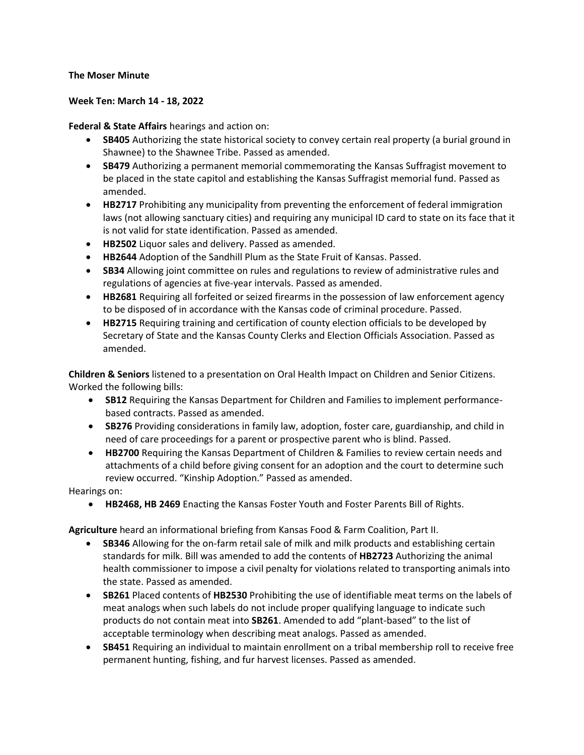**The Moser Minute**

**Week Ten: March 14 - 18, 2022**

**Federal & State Affairs** hearings and action on:

- **SB405** Authorizing the state historical society to convey certain real property (a burial ground in Shawnee) to the Shawnee Tribe. Passed as amended.
- **SB479** Authorizing a permanent memorial commemorating the Kansas Suffragist movement to be placed in the state capitol and establishing the Kansas Suffragist memorial fund. Passed as amended.
- **HB2717** Prohibiting any municipality from preventing the enforcement of federal immigration laws (not allowing sanctuary cities) and requiring any municipal ID card to state on its face that it is not valid for state identification. Passed as amended.
- **HB2502** Liquor sales and delivery. Passed as amended.
- **HB2644** Adoption of the Sandhill Plum as the State Fruit of Kansas. Passed.
- **SB34** Allowing joint committee on rules and regulations to review of administrative rules and regulations of agencies at five-year intervals. Passed as amended.
- **HB2681** Requiring all forfeited or seized firearms in the possession of law enforcement agency to be disposed of in accordance with the Kansas code of criminal procedure. Passed.
- **HB2715** Requiring training and certification of county election officials to be developed by Secretary of State and the Kansas County Clerks and Election Officials Association. Passed as amended.

**Children & Seniors** listened to a presentation on Oral Health Impact on Children and Senior Citizens. Worked the following bills:

- **SB12** Requiring the Kansas Department for Children and Families to implement performance-based contracts. Passed as amended.
- **SB276** Providing considerations in family law, adoption, foster care, guardianship, and child in need of care proceedings for a parent or prospective parent who is blind. Passed.
- **HB2700** Requiring the Kansas Department of Children & Families to review certain needs and attachments of a child before giving consent for an adoption and the court to determine such review occurred. "Kinship Adoption." Passed as amended.

Hearings on:

- **HB2468, HB 2469** Enacting the Kansas Foster Youth and Foster Parents Bill of Rights.

**Agriculture** heard an informational briefing from Kansas Food & Farm Coalition, Part II.

- **SB346** Allowing for the on-farm retail sale of milk and milk products and establishing certain standards for milk. Bill was amended to add the contents of **HB2723** Authorizing the animal health commissioner to impose a civil penalty for violations related to transporting animals into the state. Passed as amended.
- **SB261** Placed contents of **HB2530** Prohibiting the use of identifiable meat terms on the labels of meat analogs when such labels do not include proper qualifying language to indicate such products do not contain meat into **SB261**. Amended to add "plant-based" to the list of acceptable terminology when describing meat analogs. Passed as amended.
- **SB451** Requiring an individual to maintain enrollment on a tribal membership roll to receive free permanent hunting, fishing, and fur harvest licenses. Passed as amended.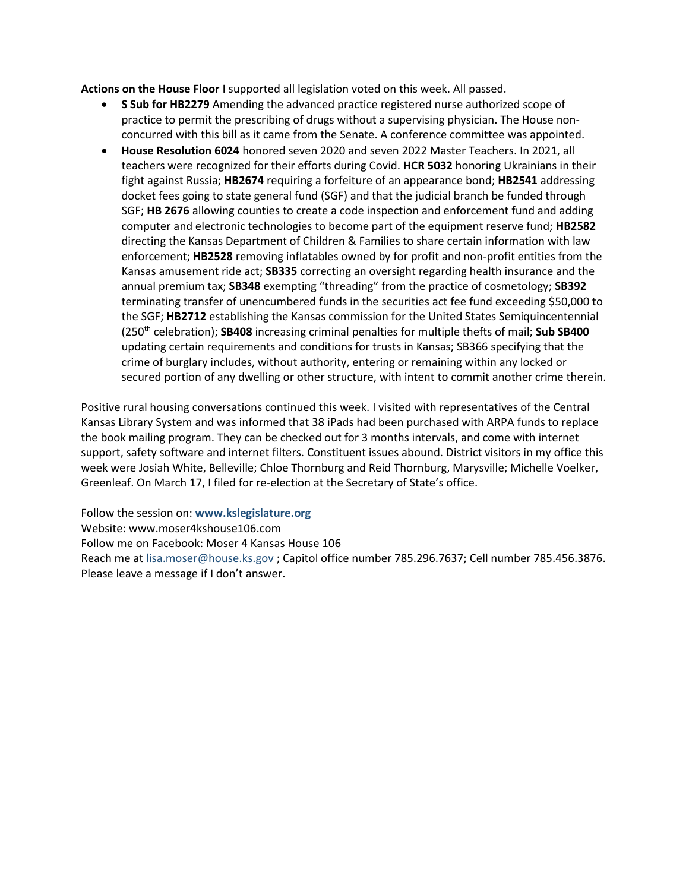**Actions on the House Floor** I supported all legislation voted on this week. All passed.

- **S Sub for HB2279** Amending the advanced practice registered nurse authorized scope of practice to permit the prescribing of drugs without a supervising physician. The House non-concurred with this bill as it came from the Senate. A conference committee was appointed.
- **House Resolution 6024** honored seven 2020 and seven 2022 Master Teachers. In 2021, all teachers were recognized for their efforts during Covid. **HCR 5032** honoring Ukrainians in their fight against Russia; **HB2674** requiring a forfeiture of an appearance bond; **HB2541** addressing docket fees going to state general fund (SGF) and that the judicial branch be funded through SGF; **HB 2676** allowing counties to create a code inspection and enforcement fund and adding computer and electronic technologies to become part of the equipment reserve fund; **HB2582** directing the Kansas Department of Children & Families to share certain information with law enforcement; **HB2528** removing inflatables owned by for profit and non-profit entities from the Kansas amusement ride act; **SB335** correcting an oversight regarding health insurance and the annual premium tax; **SB348** exempting "threading" from the practice of cosmetology; **SB392** terminating transfer of unencumbered funds in the securities act fee fund exceeding $50,000 to the SGF; **HB2712** establishing the Kansas commission for the United States Semiquincentennial (250th celebration); **SB408** increasing criminal penalties for multiple thefts of mail; **Sub SB400** updating certain requirements and conditions for trusts in Kansas; SB366 specifying that the crime of burglary includes, without authority, entering or remaining within any locked or secured portion of any dwelling or other structure, with intent to commit another crime therein.

Positive rural housing conversations continued this week. I visited with representatives of the Central Kansas Library System and was informed that 38 iPads had been purchased with ARPA funds to replace the book mailing program. They can be checked out for 3 months intervals, and come with internet support, safety software and internet filters. Constituent issues abound. District visitors in my office this week were Josiah White, Belleville; Chloe Thornburg and Reid Thornburg, Marysville; Michelle Voelker, Greenleaf. On March 17, I filed for re-election at the Secretary of State's office.

Follow the session on: **www.kslegislature.org**
Website: www.moser4kshouse106.com
Follow me on Facebook: Moser 4 Kansas House 106
Reach me at lisa.moser@house.ks.gov ; Capitol office number 785.296.7637; Cell number 785.456.3876. Please leave a message if I don't answer.